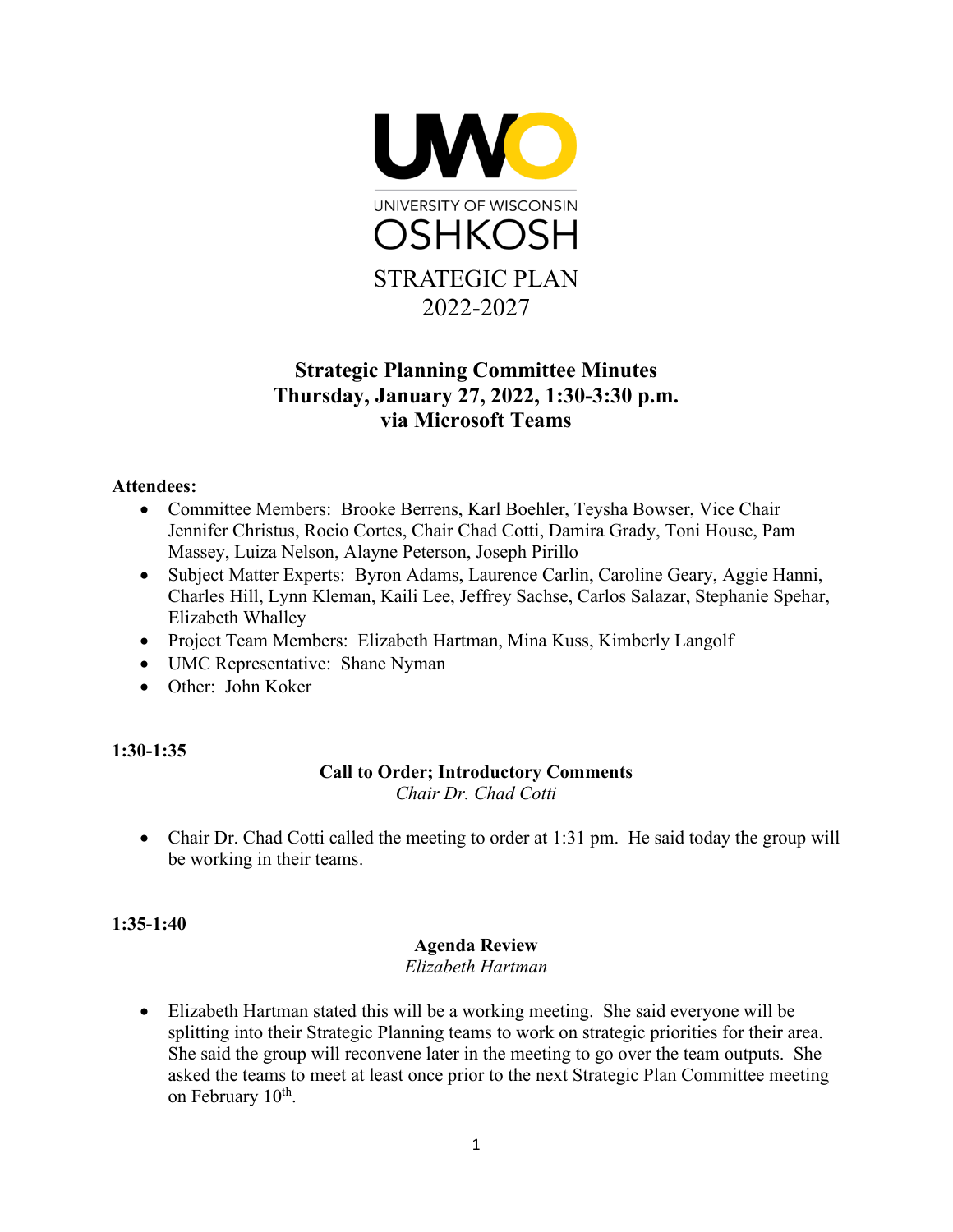UNIVERSITY OF WISCONSIN OSHKOSH

STRATEGIC PLAN 2022-2027

# Strategic Planning Committee Minutes
## Thursday, January 27, 2022, 1:30-3:30 p.m.
## via Microsoft Teams

**Attendees:**

- Committee Members: Brooke Berrens, Karl Boehler, Teysha Bowser, Vice Chair Jennifer Christus, Rocio Cortes, Chair Chad Cotti, Damira Grady, Toni House, Pam Massey, Luiza Nelson, Alayne Peterson, Joseph Pirillo
- Subject Matter Experts: Byron Adams, Laurence Carlin, Caroline Geary, Aggie Hanni, Charles Hill, Lynn Kleman, Kaili Lee, Jeffrey Sachse, Carlos Salazar, Stephanie Spehar, Elizabeth Whalley
- Project Team Members: Elizabeth Hartman, Mina Kuss, Kimberly Langolf
- UMC Representative: Shane Nyman
- Other: John Koker

**1:30-1:35**

**Call to Order; Introductory Comments**
*Chair Dr. Chad Cotti*

- Chair Dr. Chad Cotti called the meeting to order at 1:31 pm. He said today the group will be working in their teams.

**1:35-1:40**

**Agenda Review**
*Elizabeth Hartman*

- Elizabeth Hartman stated this will be a working meeting. She said everyone will be splitting into their Strategic Planning teams to work on strategic priorities for their area. She said the group will reconvene later in the meeting to go over the team outputs. She asked the teams to meet at least once prior to the next Strategic Plan Committee meeting on February 10th.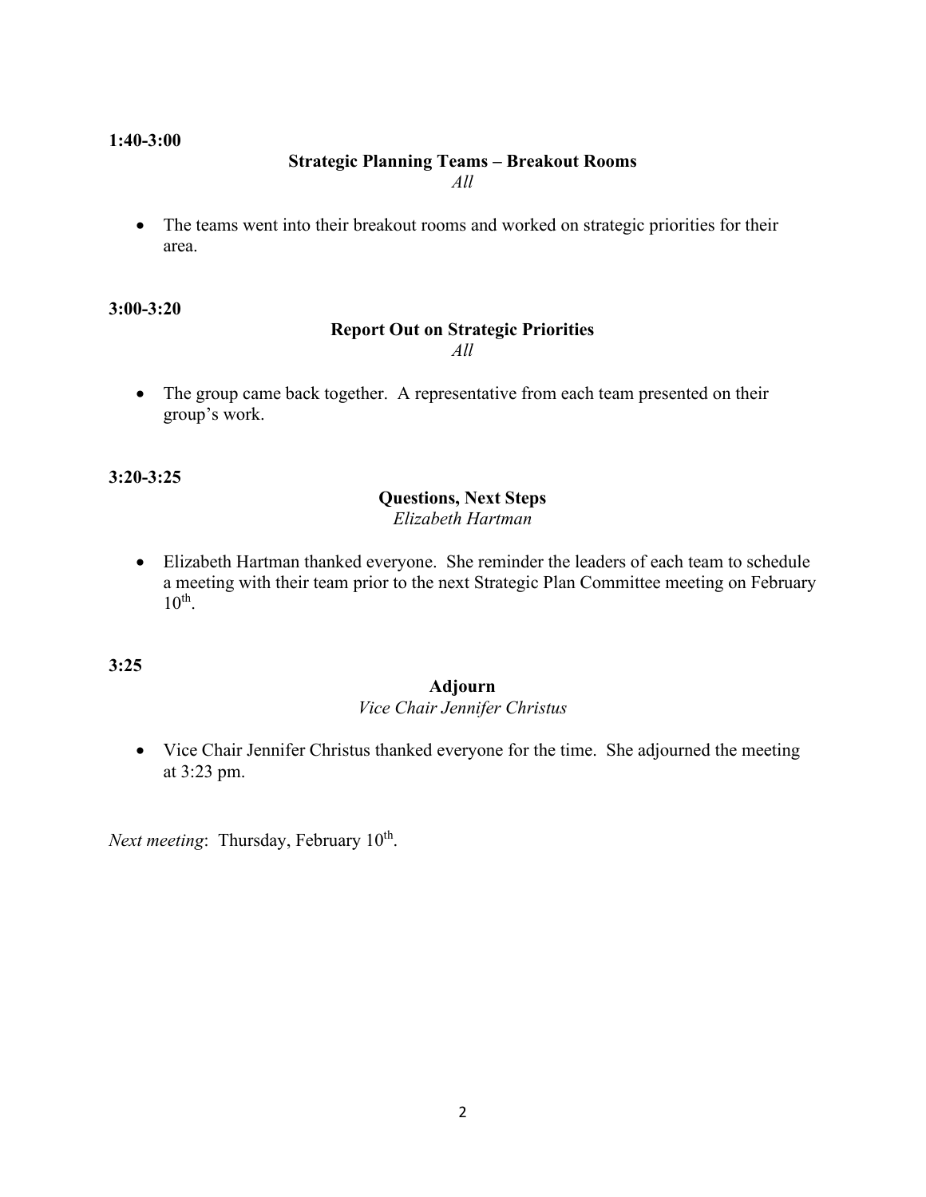**1:40-3:00**

**Strategic Planning Teams – Breakout Rooms**

*All*

- The teams went into their breakout rooms and worked on strategic priorities for their area.

**3:00-3:20**

**Report Out on Strategic Priorities**

*All*

- The group came back together. A representative from each team presented on their group's work.

**3:20-3:25**

**Questions, Next Steps**

*Elizabeth Hartman*

- Elizabeth Hartman thanked everyone. She reminder the leaders of each team to schedule a meeting with their team prior to the next Strategic Plan Committee meeting on February 10th.

**3:25**

**Adjourn**

*Vice Chair Jennifer Christus*

- Vice Chair Jennifer Christus thanked everyone for the time. She adjourned the meeting at 3:23 pm.

*Next meeting*: Thursday, February 10th.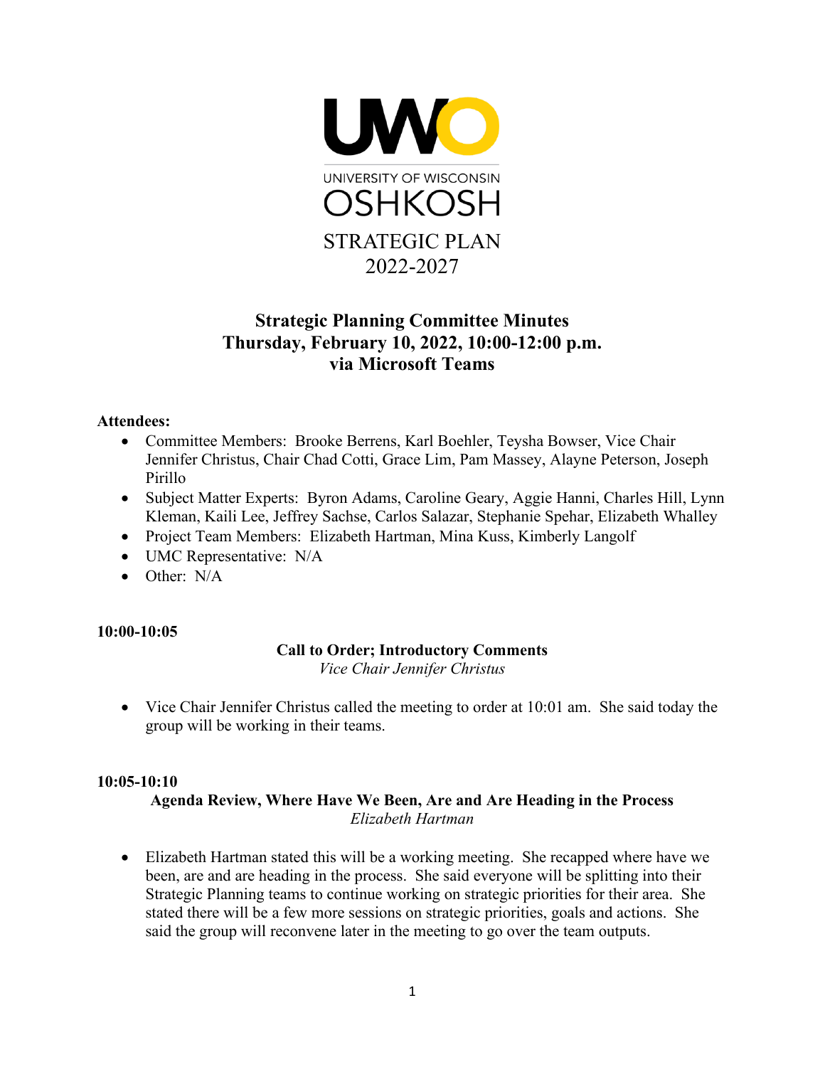UNIVERSITY OF WISCONSIN OSHKOSH

STRATEGIC PLAN 2022-2027

## Strategic Planning Committee Minutes
## Thursday, February 10, 2022, 10:00-12:00 p.m.
## via Microsoft Teams

**Attendees:**

- Committee Members: Brooke Berrens, Karl Boehler, Teysha Bowser, Vice Chair Jennifer Christus, Chair Chad Cotti, Grace Lim, Pam Massey, Alayne Peterson, Joseph Pirillo
- Subject Matter Experts: Byron Adams, Caroline Geary, Aggie Hanni, Charles Hill, Lynn Kleman, Kaili Lee, Jeffrey Sachse, Carlos Salazar, Stephanie Spehar, Elizabeth Whalley
- Project Team Members: Elizabeth Hartman, Mina Kuss, Kimberly Langolf
- UMC Representative: N/A
- Other: N/A

**10:00-10:05**

**Call to Order; Introductory Comments**
*Vice Chair Jennifer Christus*

- Vice Chair Jennifer Christus called the meeting to order at 10:01 am. She said today the group will be working in their teams.

**10:05-10:10**

**Agenda Review, Where Have We Been, Are and Are Heading in the Process**
*Elizabeth Hartman*

- Elizabeth Hartman stated this will be a working meeting. She recapped where have we been, are and are heading in the process. She said everyone will be splitting into their Strategic Planning teams to continue working on strategic priorities for their area. She stated there will be a few more sessions on strategic priorities, goals and actions. She said the group will reconvene later in the meeting to go over the team outputs.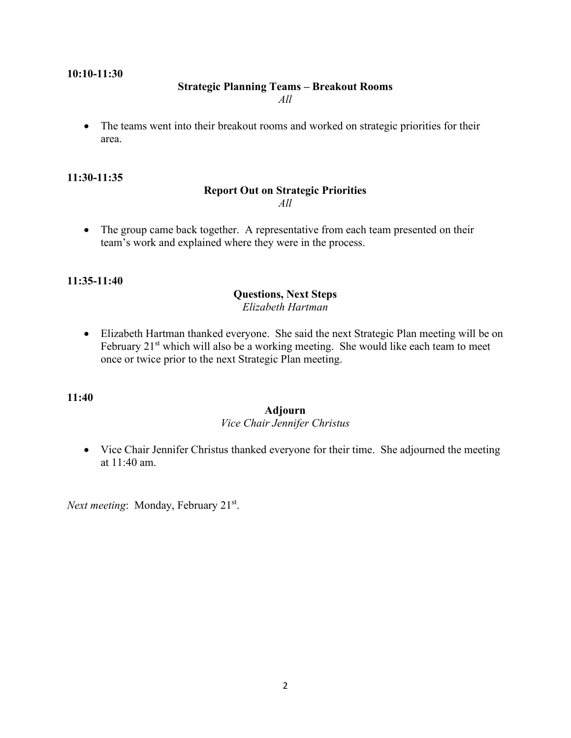**10:10-11:30**

**Strategic Planning Teams – Breakout Rooms**

*All*

- The teams went into their breakout rooms and worked on strategic priorities for their area.

**11:30-11:35**

**Report Out on Strategic Priorities**

*All*

- The group came back together. A representative from each team presented on their team's work and explained where they were in the process.

**11:35-11:40**

**Questions, Next Steps**

*Elizabeth Hartman*

- Elizabeth Hartman thanked everyone. She said the next Strategic Plan meeting will be on February 21st which will also be a working meeting. She would like each team to meet once or twice prior to the next Strategic Plan meeting.

**11:40**

**Adjourn**

*Vice Chair Jennifer Christus*

- Vice Chair Jennifer Christus thanked everyone for their time. She adjourned the meeting at 11:40 am.

*Next meeting*: Monday, February 21st.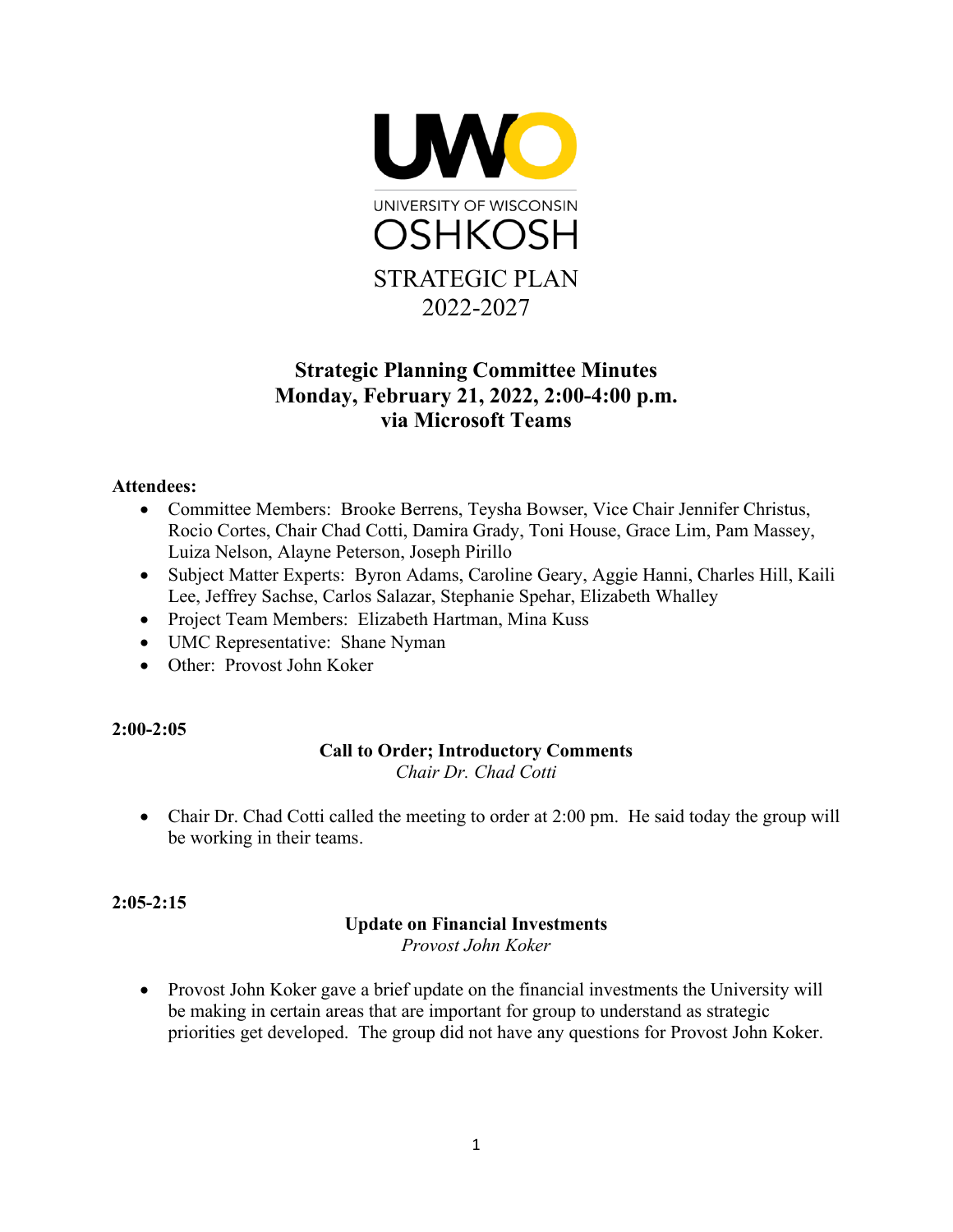UNIVERSITY OF WISCONSIN OSHKOSH

STRATEGIC PLAN 2022-2027

# Strategic Planning Committee Minutes
## Monday, February 21, 2022, 2:00-4:00 p.m.
## via Microsoft Teams

**Attendees:**

- Committee Members: Brooke Berrens, Teysha Bowser, Vice Chair Jennifer Christus, Rocio Cortes, Chair Chad Cotti, Damira Grady, Toni House, Grace Lim, Pam Massey, Luiza Nelson, Alayne Peterson, Joseph Pirillo
- Subject Matter Experts: Byron Adams, Caroline Geary, Aggie Hanni, Charles Hill, Kaili Lee, Jeffrey Sachse, Carlos Salazar, Stephanie Spehar, Elizabeth Whalley
- Project Team Members: Elizabeth Hartman, Mina Kuss
- UMC Representative: Shane Nyman
- Other: Provost John Koker

**2:00-2:05**

**Call to Order; Introductory Comments**
*Chair Dr. Chad Cotti*

- Chair Dr. Chad Cotti called the meeting to order at 2:00 pm. He said today the group will be working in their teams.

**2:05-2:15**

**Update on Financial Investments**
*Provost John Koker*

- Provost John Koker gave a brief update on the financial investments the University will be making in certain areas that are important for group to understand as strategic priorities get developed. The group did not have any questions for Provost John Koker.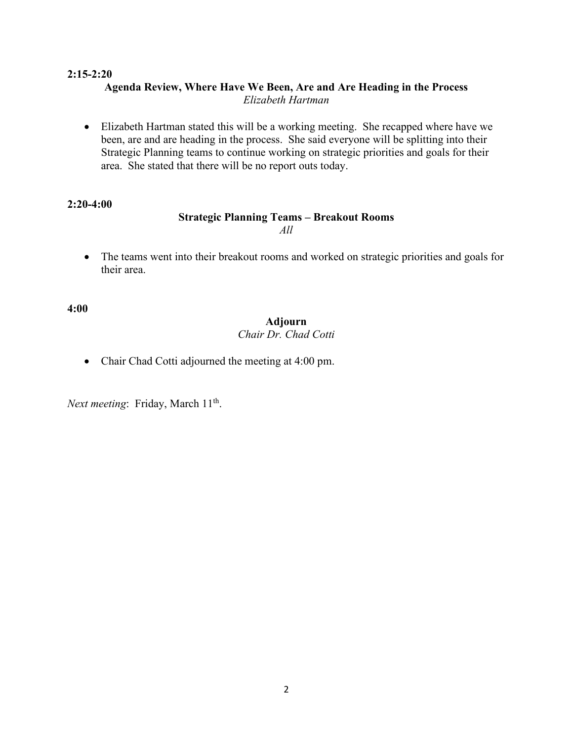**2:15-2:20**

**Agenda Review, Where Have We Been, Are and Are Heading in the Process**
*Elizabeth Hartman*

- Elizabeth Hartman stated this will be a working meeting. She recapped where have we been, are and are heading in the process. She said everyone will be splitting into their Strategic Planning teams to continue working on strategic priorities and goals for their area. She stated that there will be no report outs today.

**2:20-4:00**

**Strategic Planning Teams – Breakout Rooms**
*All*

- The teams went into their breakout rooms and worked on strategic priorities and goals for their area.

**4:00**

**Adjourn**
*Chair Dr. Chad Cotti*

- Chair Chad Cotti adjourned the meeting at 4:00 pm.

*Next meeting*: Friday, March 11th.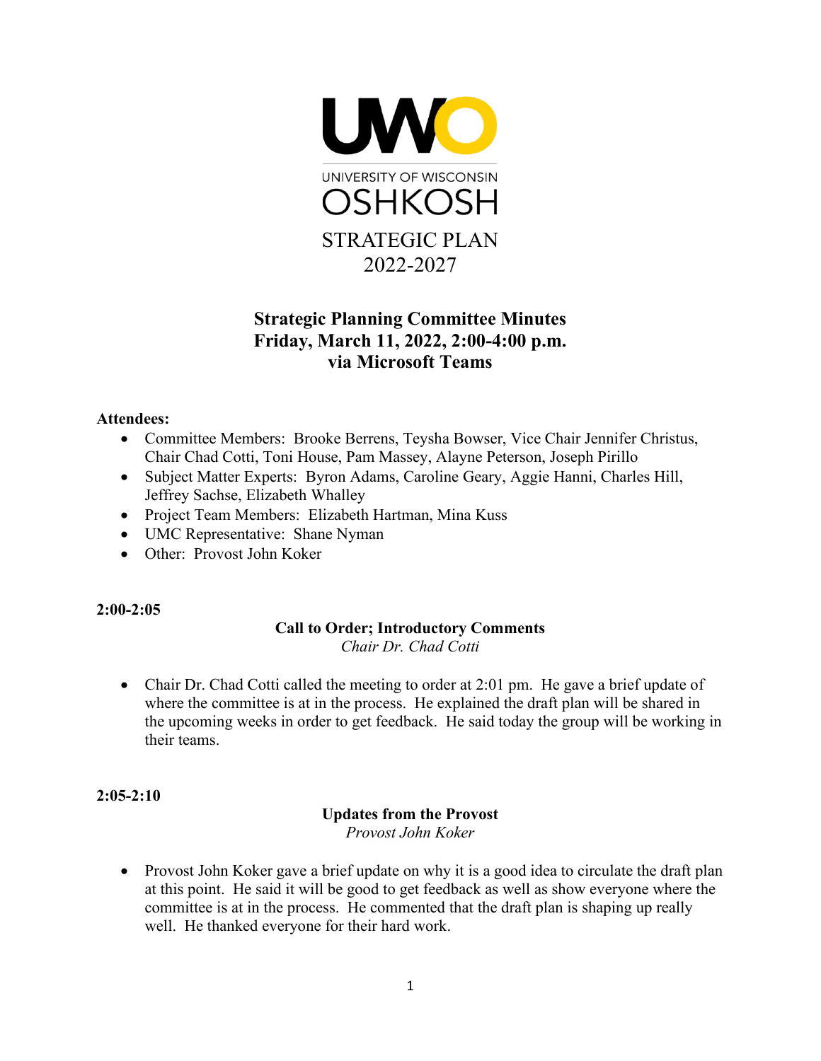UWO

UNIVERSITY OF WISCONSIN

OSHKOSH

STRATEGIC PLAN

2022-2027

# Strategic Planning Committee Minutes
## Friday, March 11, 2022, 2:00-4:00 p.m.
## via Microsoft Teams

**Attendees:**

- Committee Members: Brooke Berrens, Teysha Bowser, Vice Chair Jennifer Christus, Chair Chad Cotti, Toni House, Pam Massey, Alayne Peterson, Joseph Pirillo
- Subject Matter Experts: Byron Adams, Caroline Geary, Aggie Hanni, Charles Hill, Jeffrey Sachse, Elizabeth Whalley
- Project Team Members: Elizabeth Hartman, Mina Kuss
- UMC Representative: Shane Nyman
- Other: Provost John Koker

**2:00-2:05**

**Call to Order; Introductory Comments**

*Chair Dr. Chad Cotti*

- Chair Dr. Chad Cotti called the meeting to order at 2:01 pm. He gave a brief update of where the committee is at in the process. He explained the draft plan will be shared in the upcoming weeks in order to get feedback. He said today the group will be working in their teams.

**2:05-2:10**

**Updates from the Provost**

*Provost John Koker*

- Provost John Koker gave a brief update on why it is a good idea to circulate the draft plan at this point. He said it will be good to get feedback as well as show everyone where the committee is at in the process. He commented that the draft plan is shaping up really well. He thanked everyone for their hard work.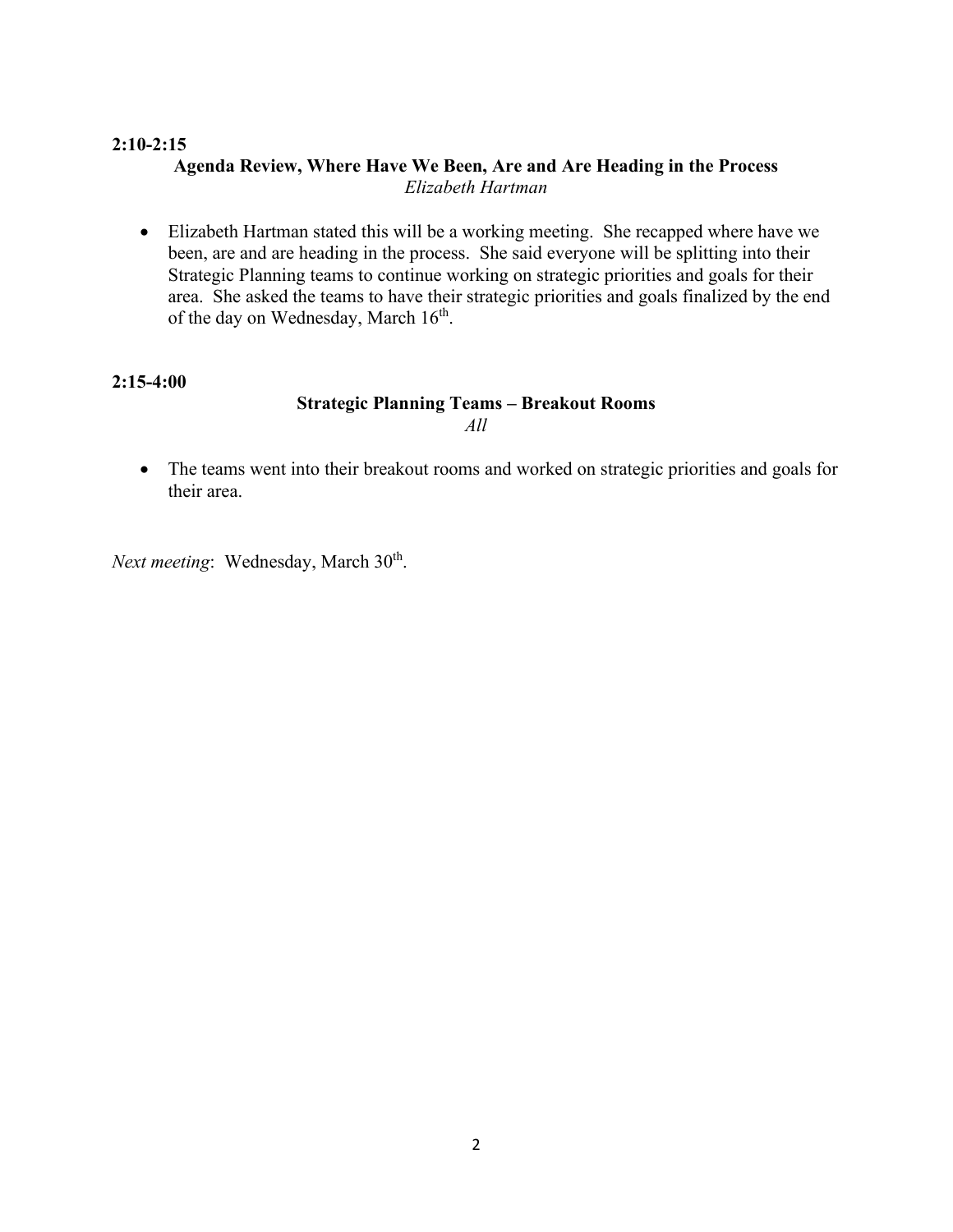**2:10-2:15**

**Agenda Review, Where Have We Been, Are and Are Heading in the Process**
*Elizabeth Hartman*

- Elizabeth Hartman stated this will be a working meeting. She recapped where have we been, are and are heading in the process. She said everyone will be splitting into their Strategic Planning teams to continue working on strategic priorities and goals for their area. She asked the teams to have their strategic priorities and goals finalized by the end of the day on Wednesday, March 16th.

**2:15-4:00**

**Strategic Planning Teams – Breakout Rooms**
*All*

- The teams went into their breakout rooms and worked on strategic priorities and goals for their area.

*Next meeting*: Wednesday, March 30th.